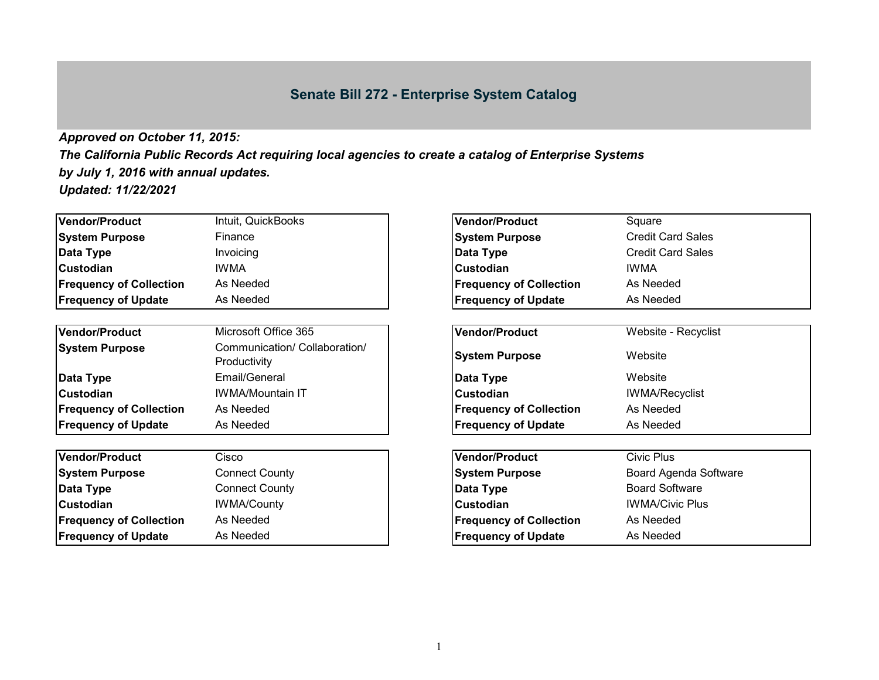# Senate Bill 272 - Enterprise System Catalog

***Approved on October 11, 2015:***
***The California Public Records Act requiring local agencies to create a catalog of Enterprise Systems by July 1, 2016 with annual updates.***
***Updated: 11/22/2021***

| **Vendor/Product** | Intuit, QuickBooks |
|---|---|
| **System Purpose** | Finance |
| **Data Type** | Invoicing |
| **Custodian** | IWMA |
| **Frequency of Collection** | As Needed |
| **Frequency of Update** | As Needed |

| **Vendor/Product** | Microsoft Office 365 |
|---|---|
| **System Purpose** | Communication/ Collaboration/ Productivity |
| **Data Type** | Email/General |
| **Custodian** | IWMA/Mountain IT |
| **Frequency of Collection** | As Needed |
| **Frequency of Update** | As Needed |

| **Vendor/Product** | Cisco |
|---|---|
| **System Purpose** | Connect County |
| **Data Type** | Connect County |
| **Custodian** | IWMA/County |
| **Frequency of Collection** | As Needed |
| **Frequency of Update** | As Needed |

| **Vendor/Product** | Square |
|---|---|
| **System Purpose** | Credit Card Sales |
| **Data Type** | Credit Card Sales |
| **Custodian** | IWMA |
| **Frequency of Collection** | As Needed |
| **Frequency of Update** | As Needed |

| **Vendor/Product** | Website - Recyclist |
|---|---|
| **System Purpose** | Website |
| **Data Type** | Website |
| **Custodian** | IWMA/Recyclist |
| **Frequency of Collection** | As Needed |
| **Frequency of Update** | As Needed |

| **Vendor/Product** | Civic Plus |
|---|---|
| **System Purpose** | Board Agenda Software |
| **Data Type** | Board Software |
| **Custodian** | IWMA/Civic Plus |
| **Frequency of Collection** | As Needed |
| **Frequency of Update** | As Needed |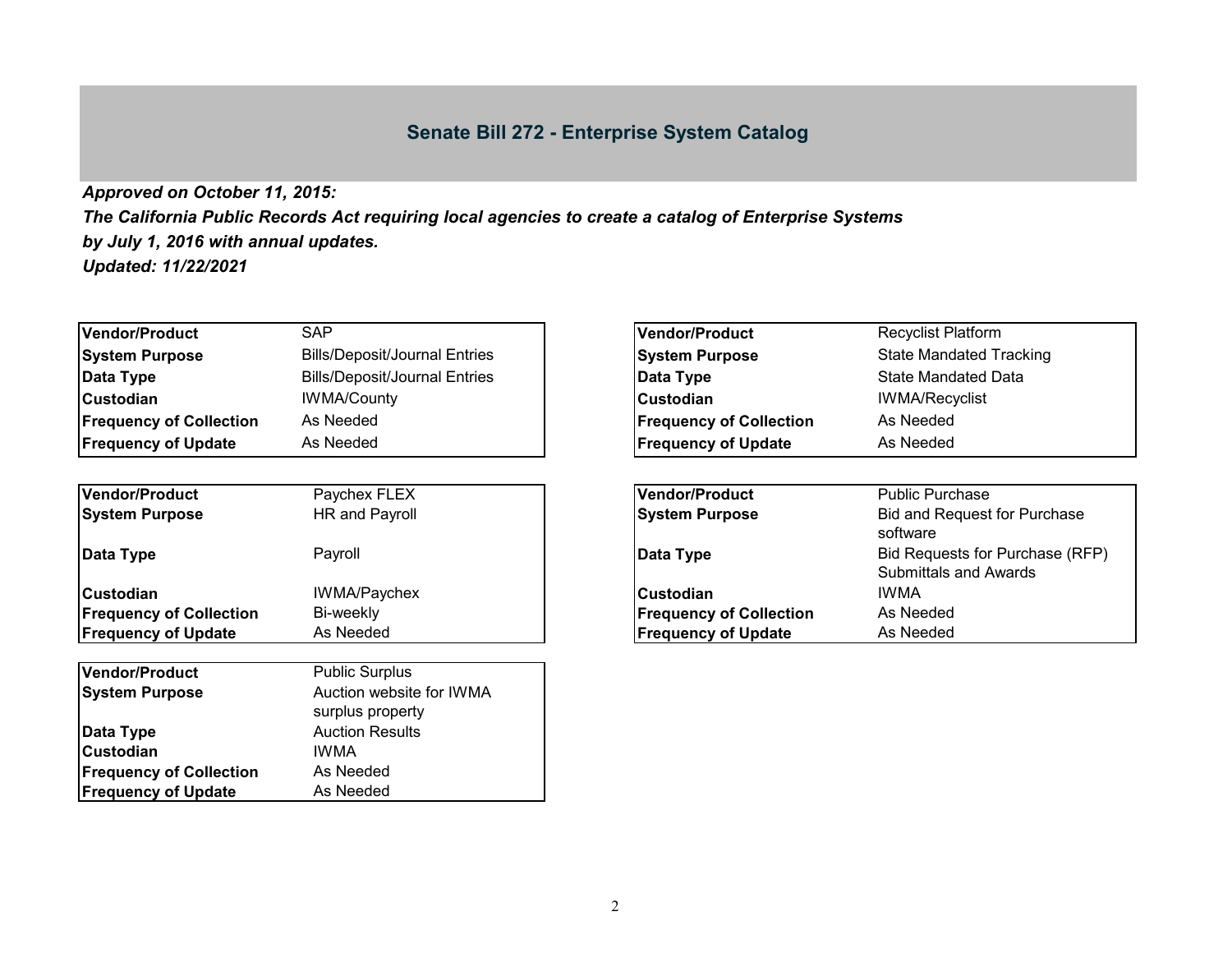## Senate Bill 272 - Enterprise System Catalog

***Approved on October 11, 2015:***
***The California Public Records Act requiring local agencies to create a catalog of Enterprise Systems by July 1, 2016 with annual updates.***
***Updated: 11/22/2021***

| | |
|---|---|
| **Vendor/Product** | SAP |
| **System Purpose** | Bills/Deposit/Journal Entries |
| **Data Type** | Bills/Deposit/Journal Entries |
| **Custodian** | IWMA/County |
| **Frequency of Collection** | As Needed |
| **Frequency of Update** | As Needed |

| | |
|---|---|
| **Vendor/Product** | Recyclist Platform |
| **System Purpose** | State Mandated Tracking |
| **Data Type** | State Mandated Data |
| **Custodian** | IWMA/Recyclist |
| **Frequency of Collection** | As Needed |
| **Frequency of Update** | As Needed |

| | |
|---|---|
| **Vendor/Product** | Paychex FLEX |
| **System Purpose** | HR and Payroll |
| **Data Type** | Payroll |
| **Custodian** | IWMA/Paychex |
| **Frequency of Collection** | Bi-weekly |
| **Frequency of Update** | As Needed |

| | |
|---|---|
| **Vendor/Product** | Public Purchase |
| **System Purpose** | Bid and Request for Purchase software |
| **Data Type** | Bid Requests for Purchase (RFP) Submittals and Awards |
| **Custodian** | IWMA |
| **Frequency of Collection** | As Needed |
| **Frequency of Update** | As Needed |

| | |
|---|---|
| **Vendor/Product** | Public Surplus |
| **System Purpose** | Auction website for IWMA surplus property |
| **Data Type** | Auction Results |
| **Custodian** | IWMA |
| **Frequency of Collection** | As Needed |
| **Frequency of Update** | As Needed |